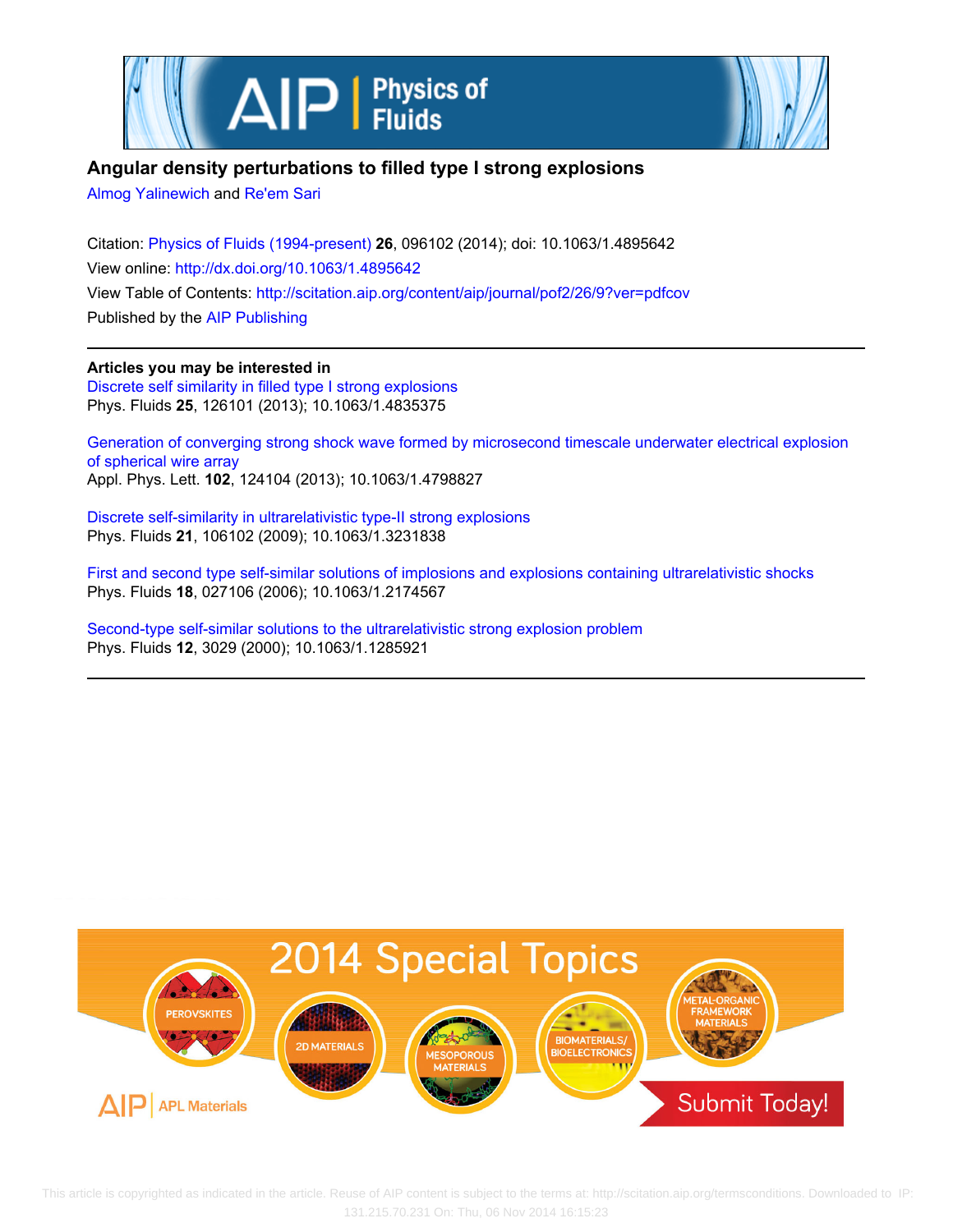# Angular density perturbations to filled type I strong explosions

Almog Yalinewich and Re'em Sari

Citation: Physics of Fluids (1994-present) **26**, 096102 (2014); doi: 10.1063/1.4895642

View online: http://dx.doi.org/10.1063/1.4895642

View Table of Contents: http://scitation.aip.org/content/aip/journal/pof2/26/9?ver=pdfcov

Published by the AIP Publishing

## Articles you may be interested in

Discrete self similarity in filled type I strong explosions
Phys. Fluids **25**, 126101 (2013); 10.1063/1.4835375

Generation of converging strong shock wave formed by microsecond timescale underwater electrical explosion of spherical wire array
Appl. Phys. Lett. **102**, 124104 (2013); 10.1063/1.4798827

Discrete self-similarity in ultrarelativistic type-II strong explosions
Phys. Fluids **21**, 106102 (2009); 10.1063/1.3231838

First and second type self-similar solutions of implosions and explosions containing ultrarelativistic shocks
Phys. Fluids **18**, 027106 (2006); 10.1063/1.2174567

Second-type self-similar solutions to the ultrarelativistic strong explosion problem
Phys. Fluids **12**, 3029 (2000); 10.1063/1.1285921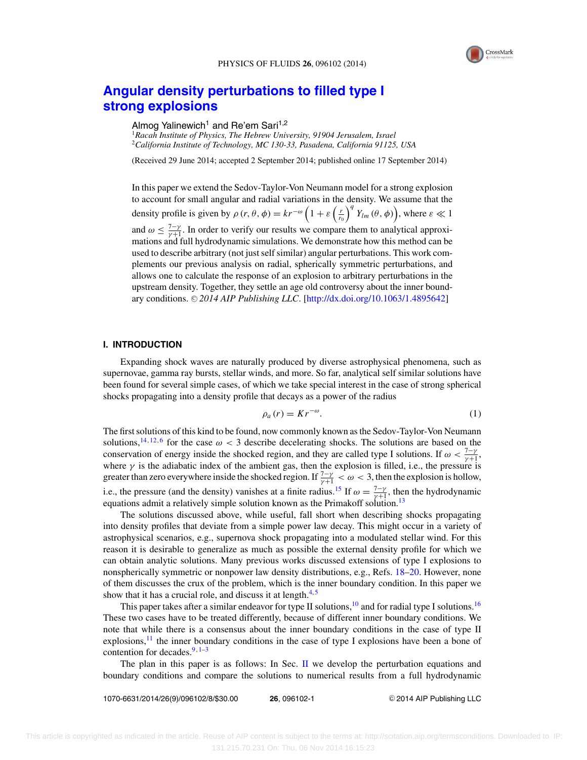# Angular density perturbations to filled type I strong explosions

Almog Yalinewich[1] and Re'em Sari[1,2]

[1]*Racah Institute of Physics, The Hebrew University, 91904 Jerusalem, Israel*
[2]*California Institute of Technology, MC 130-33, Pasadena, California 91125, USA*

(Received 29 June 2014; accepted 2 September 2014; published online 17 September 2014)

In this paper we extend the Sedov-Taylor-Von Neumann model for a strong explosion to account for small angular and radial variations in the density. We assume that the density profile is given by $\rho(r, \theta, \phi) = kr^{-\omega}\left(1 + \varepsilon \left(\frac{r}{r_0}\right)^q Y_{lm}(\theta, \phi)\right)$, where $\varepsilon \ll 1$ and $\omega \leq \frac{7-\gamma}{\gamma+1}$. In order to verify our results we compare them to analytical approximations and full hydrodynamic simulations. We demonstrate how this method can be used to describe arbitrary (not just self similar) angular perturbations. This work complements our previous analysis on radial, spherically symmetric perturbations, and allows one to calculate the response of an explosion to arbitrary perturbations in the upstream density. Together, they settle an age old controversy about the inner boundary conditions. © *2014 AIP Publishing LLC*. [http://dx.doi.org/10.1063/1.4895642]

## I. INTRODUCTION

Expanding shock waves are naturally produced by diverse astrophysical phenomena, such as supernovae, gamma ray bursts, stellar winds, and more. So far, analytical self similar solutions have been found for several simple cases, of which we take special interest in the case of strong spherical shocks propagating into a density profile that decays as a power of the radius

$$\rho_a(r) = Kr^{-\omega}. \tag{1}$$

The first solutions of this kind to be found, now commonly known as the Sedov-Taylor-Von Neumann solutions,[14,12,6] for the case $\omega < 3$ describe decelerating shocks. The solutions are based on the conservation of energy inside the shocked region, and they are called type I solutions. If $\omega < \frac{7-\gamma}{\gamma+1}$, where $\gamma$ is the adiabatic index of the ambient gas, then the explosion is filled, i.e., the pressure is greater than zero everywhere inside the shocked region. If $\frac{7-\gamma}{\gamma+1} < \omega < 3$, then the explosion is hollow, i.e., the pressure (and the density) vanishes at a finite radius.[15] If $\omega = \frac{7-\gamma}{\gamma+1}$, then the hydrodynamic equations admit a relatively simple solution known as the Primakoff solution.[13]

The solutions discussed above, while useful, fall short when describing shocks propagating into density profiles that deviate from a simple power law decay. This might occur in a variety of astrophysical scenarios, e.g., supernova shock propagating into a modulated stellar wind. For this reason it is desirable to generalize as much as possible the external density profile for which we can obtain analytic solutions. Many previous works discussed extensions of type I explosions to nonspherically symmetric or nonpower law density distributions, e.g., Refs. 18–20. However, none of them discusses the crux of the problem, which is the inner boundary condition. In this paper we show that it has a crucial role, and discuss it at length.[4,5]

This paper takes after a similar endeavor for type II solutions,[10] and for radial type I solutions.[16] These two cases have to be treated differently, because of different inner boundary conditions. We note that while there is a consensus about the inner boundary conditions in the case of type II explosions,[11] the inner boundary conditions in the case of type I explosions have been a bone of contention for decades.[9,1–3]

The plan in this paper is as follows: In Sec. II we develop the perturbation equations and boundary conditions and compare the solutions to numerical results from a full hydrodynamic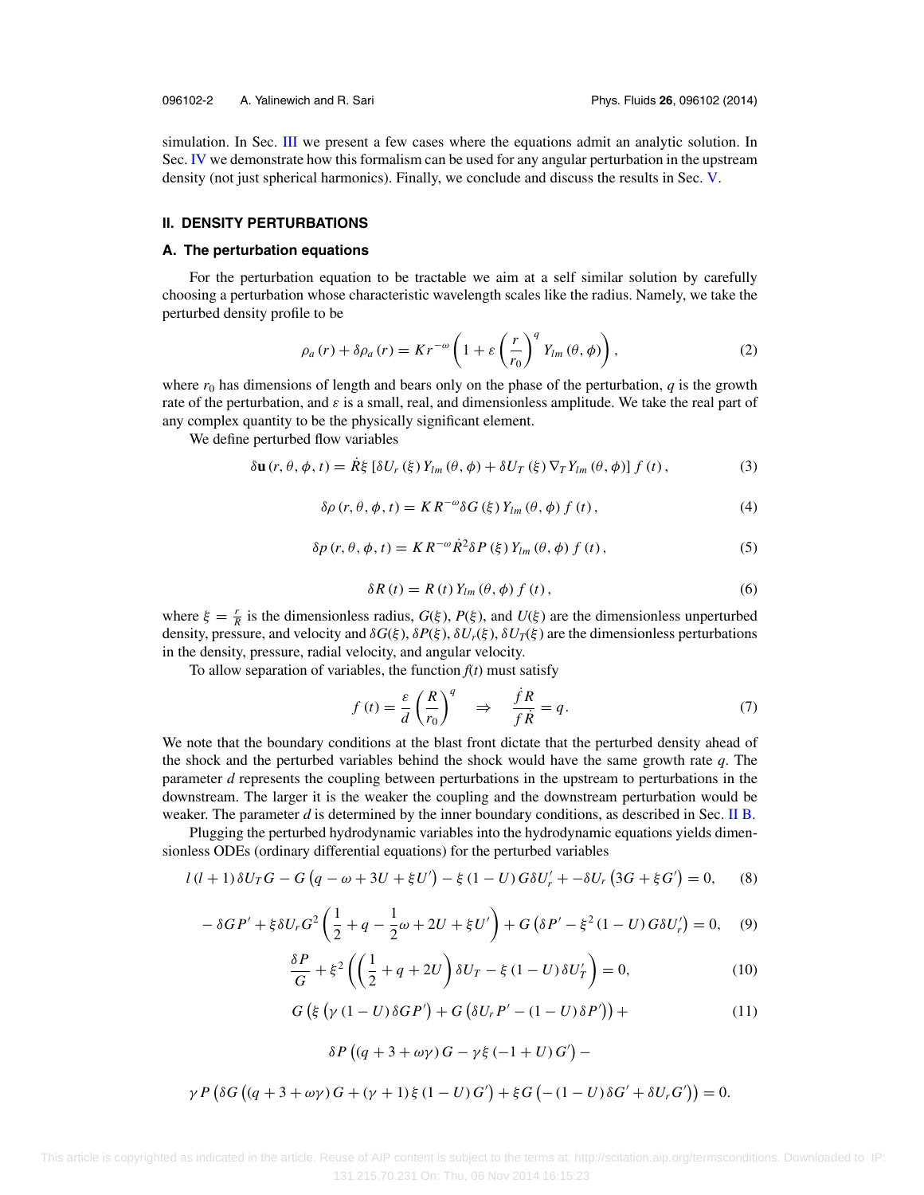simulation. In Sec. III we present a few cases where the equations admit an analytic solution. In Sec. IV we demonstrate how this formalism can be used for any angular perturbation in the upstream density (not just spherical harmonics). Finally, we conclude and discuss the results in Sec. V.

## II. DENSITY PERTURBATIONS

### A. The perturbation equations

For the perturbation equation to be tractable we aim at a self similar solution by carefully choosing a perturbation whose characteristic wavelength scales like the radius. Namely, we take the perturbed density profile to be

$$\rho_a(r) + \delta\rho_a(r) = K r^{-\omega}\left(1 + \varepsilon\left(\frac{r}{r_0}\right)^q Y_{lm}(\theta, \phi)\right), \tag{2}$$

where $r_0$ has dimensions of length and bears only on the phase of the perturbation, $q$ is the growth rate of the perturbation, and $\varepsilon$ is a small, real, and dimensionless amplitude. We take the real part of any complex quantity to be the physically significant element.

We define perturbed flow variables

$$\delta\mathbf{u}(r, \theta, \phi, t) = \dot{R}\xi\left[\delta U_r(\xi) Y_{lm}(\theta, \phi) + \delta U_T(\xi)\nabla_T Y_{lm}(\theta, \phi)\right] f(t), \tag{3}$$

$$\delta\rho(r, \theta, \phi, t) = K R^{-\omega}\delta G(\xi) Y_{lm}(\theta, \phi) f(t), \tag{4}$$

$$\delta p(r, \theta, \phi, t) = K R^{-\omega}\dot{R}^2\delta P(\xi) Y_{lm}(\theta, \phi) f(t), \tag{5}$$

$$\delta R(t) = R(t) Y_{lm}(\theta, \phi) f(t), \tag{6}$$

where $\xi = \frac{r}{R}$ is the dimensionless radius, $G(\xi)$, $P(\xi)$, and $U(\xi)$ are the dimensionless unperturbed density, pressure, and velocity and $\delta G(\xi)$, $\delta P(\xi)$, $\delta U_r(\xi)$, $\delta U_T(\xi)$ are the dimensionless perturbations in the density, pressure, radial velocity, and angular velocity.

To allow separation of variables, the function $f(t)$ must satisfy

$$f(t) = \frac{\varepsilon}{d}\left(\frac{R}{r_0}\right)^q \quad \Rightarrow \quad \frac{\dot{f}R}{f\dot{R}} = q. \tag{7}$$

We note that the boundary conditions at the blast front dictate that the perturbed density ahead of the shock and the perturbed variables behind the shock would have the same growth rate $q$. The parameter $d$ represents the coupling between perturbations in the upstream to perturbations in the downstream. The larger it is the weaker the coupling and the downstream perturbation would be weaker. The parameter $d$ is determined by the inner boundary conditions, as described in Sec. II B.

Plugging the perturbed hydrodynamic variables into the hydrodynamic equations yields dimensionless ODEs (ordinary differential equations) for the perturbed variables

$$l(l+1)\delta U_T G - G\left(q - \omega + 3U + \xi U'\right) - \xi(1-U)G\delta U_r' + -\delta U_r\left(3G + \xi G'\right) = 0, \tag{8}$$

$$-\delta G P' + \xi\delta U_r G^2\left(\frac{1}{2} + q - \frac{1}{2}\omega + 2U + \xi U'\right) + G\left(\delta P' - \xi^2(1-U)G\delta U_r'\right) = 0, \tag{9}$$

$$\frac{\delta P}{G} + \xi^2\left(\left(\frac{1}{2} + q + 2U\right)\delta U_T - \xi(1-U)\delta U_T'\right) = 0, \tag{10}$$

$$\begin{aligned} &G\left(\xi\left(\gamma(1-U)\delta G P'\right) + G\left(\delta U_r P' - (1-U)\delta P'\right)\right) + \\ &\delta P\left((q + 3 + \omega\gamma)G - \gamma\xi(-1+U)G'\right) - \\ &\gamma P\left(\delta G\left((q + 3 + \omega\gamma)G + (\gamma+1)\xi(1-U)G'\right) + \xi G\left(-(1-U)\delta G' + \delta U_r G'\right)\right) = 0. \end{aligned} \tag{11}$$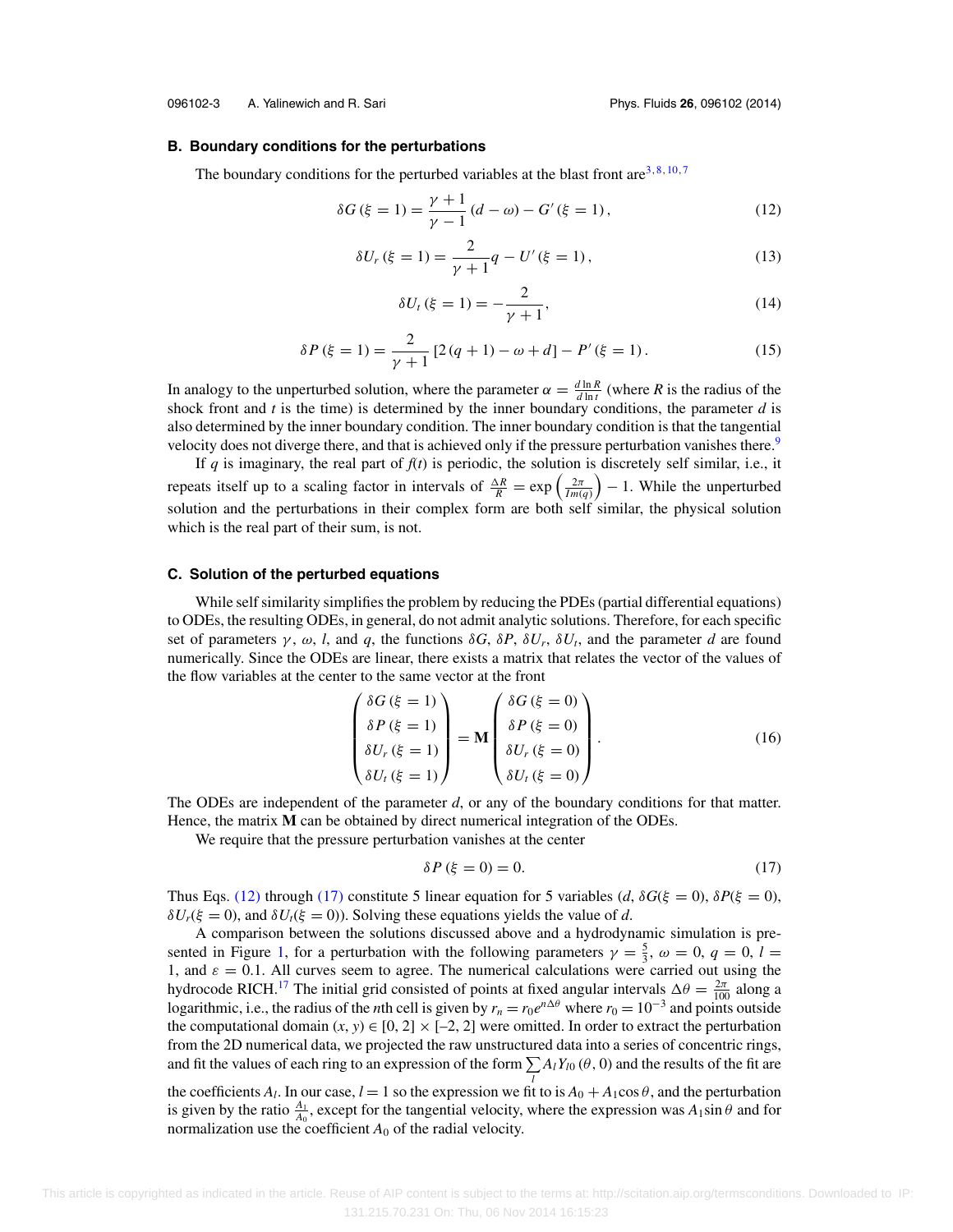### B. Boundary conditions for the perturbations

The boundary conditions for the perturbed variables at the blast front are[3,8,10,7]

$$\delta G\left(\xi=1\right)=\frac{\gamma+1}{\gamma-1}\left(d-\omega\right)-G'\left(\xi=1\right), \tag{12}$$

$$\delta U_r\left(\xi=1\right)=\frac{2}{\gamma+1}q-U'\left(\xi=1\right), \tag{13}$$

$$\delta U_t\left(\xi=1\right)=-\frac{2}{\gamma+1}, \tag{14}$$

$$\delta P\left(\xi=1\right)=\frac{2}{\gamma+1}\left[2\left(q+1\right)-\omega+d\right]-P'\left(\xi=1\right). \tag{15}$$

In analogy to the unperturbed solution, where the parameter $\alpha=\frac{d\ln R}{d\ln t}$ (where $R$ is the radius of the shock front and $t$ is the time) is determined by the inner boundary conditions, the parameter $d$ is also determined by the inner boundary condition. The inner boundary condition is that the tangential velocity does not diverge there, and that is achieved only if the pressure perturbation vanishes there.[9]

If $q$ is imaginary, the real part of $f(t)$ is periodic, the solution is discretely self similar, i.e., it repeats itself up to a scaling factor in intervals of $\frac{\Delta R}{R}=\exp\left(\frac{2\pi}{Im(q)}\right)-1$. While the unperturbed solution and the perturbations in their complex form are both self similar, the physical solution which is the real part of their sum, is not.

### C. Solution of the perturbed equations

While self similarity simplifies the problem by reducing the PDEs (partial differential equations) to ODEs, the resulting ODEs, in general, do not admit analytic solutions. Therefore, for each specific set of parameters $\gamma$, $\omega$, $l$, and $q$, the functions $\delta G$, $\delta P$, $\delta U_r$, $\delta U_t$, and the parameter $d$ are found numerically. Since the ODEs are linear, there exists a matrix that relates the vector of the values of the flow variables at the center to the same vector at the front

$$\begin{pmatrix}\delta G\left(\xi=1\right)\\ \delta P\left(\xi=1\right)\\ \delta U_r\left(\xi=1\right)\\ \delta U_t\left(\xi=1\right)\end{pmatrix}=\mathbf{M}\begin{pmatrix}\delta G\left(\xi=0\right)\\ \delta P\left(\xi=0\right)\\ \delta U_r\left(\xi=0\right)\\ \delta U_t\left(\xi=0\right)\end{pmatrix}. \tag{16}$$

The ODEs are independent of the parameter $d$, or any of the boundary conditions for that matter. Hence, the matrix $\mathbf{M}$ can be obtained by direct numerical integration of the ODEs.

We require that the pressure perturbation vanishes at the center

$$\delta P\left(\xi=0\right)=0. \tag{17}$$

Thus Eqs. (12) through (17) constitute 5 linear equation for 5 variables ($d$, $\delta G(\xi=0)$, $\delta P(\xi=0)$, $\delta U_r(\xi=0)$, and $\delta U_t(\xi=0)$). Solving these equations yields the value of $d$.

A comparison between the solutions discussed above and a hydrodynamic simulation is presented in Figure 1, for a perturbation with the following parameters $\gamma=\frac{5}{3}$, $\omega=0$, $q=0$, $l=1$, and $\varepsilon=0.1$. All curves seem to agree. The numerical calculations were carried out using the hydrocode RICH.[17] The initial grid consisted of points at fixed angular intervals $\Delta\theta=\frac{2\pi}{100}$ along a logarithmic, i.e., the radius of the $n$th cell is given by $r_n=r_0e^{n\Delta\theta}$ where $r_0=10^{-3}$ and points outside the computational domain $(x,y)\in[0,2]\times[-2,2]$ were omitted. In order to extract the perturbation from the 2D numerical data, we projected the raw unstructured data into a series of concentric rings, and fit the values of each ring to an expression of the form $\sum_l A_l Y_{l0}(\theta,0)$ and the results of the fit are the coefficients $A_l$. In our case, $l=1$ so the expression we fit to is $A_0+A_1\cos\theta$, and the perturbation is given by the ratio $\frac{A_1}{A_0}$, except for the tangential velocity, where the expression was $A_1\sin\theta$ and for normalization use the coefficient $A_0$ of the radial velocity.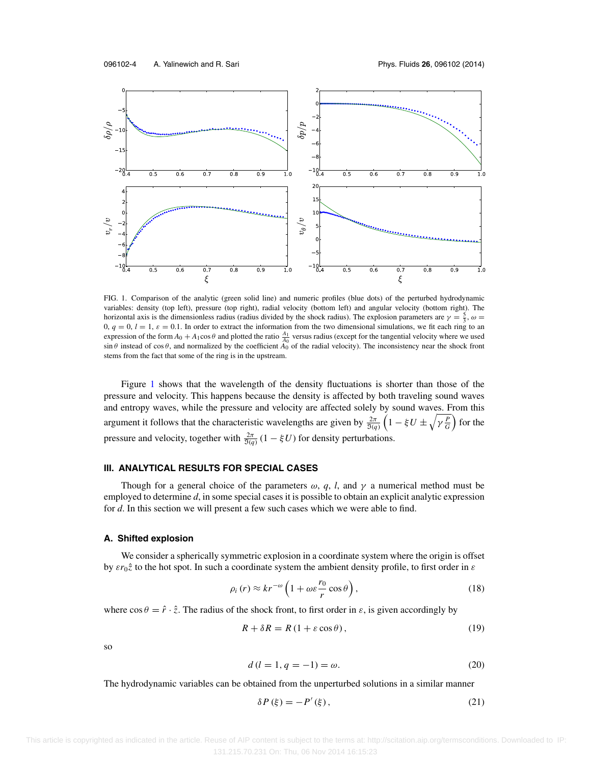FIG. 1. Comparison of the analytic (green solid line) and numeric profiles (blue dots) of the perturbed hydrodynamic variables: density (top left), pressure (top right), radial velocity (bottom left) and angular velocity (bottom right). The horizontal axis is the dimensionless radius (radius divided by the shock radius). The explosion parameters are $\gamma = \frac{5}{3}$, $\omega = 0$, $q = 0$, $l = 1$, $\varepsilon = 0.1$. In order to extract the information from the two dimensional simulations, we fit each ring to an expression of the form $A_0 + A_1 \cos\theta$ and plotted the ratio $\frac{A_1}{A_0}$ versus radius (except for the tangential velocity where we used $\sin\theta$ instead of $\cos\theta$, and normalized by the coefficient $A_0$ of the radial velocity). The inconsistency near the shock front stems from the fact that some of the ring is in the upstream.

Figure 1 shows that the wavelength of the density fluctuations is shorter than those of the pressure and velocity. This happens because the density is affected by both traveling sound waves and entropy waves, while the pressure and velocity are affected solely by sound waves. From this argument it follows that the characteristic wavelengths are given by $\frac{2\pi}{\Im(q)}\left(1 - \xi U \pm \sqrt{\gamma \frac{P}{G}}\right)$ for the pressure and velocity, together with $\frac{2\pi}{\Im(q)}(1 - \xi U)$ for density perturbations.

## III. ANALYTICAL RESULTS FOR SPECIAL CASES

Though for a general choice of the parameters $\omega$, $q$, $l$, and $\gamma$ a numerical method must be employed to determine $d$, in some special cases it is possible to obtain an explicit analytic expression for $d$. In this section we will present a few such cases which we were able to find.

### A. Shifted explosion

We consider a spherically symmetric explosion in a coordinate system where the origin is offset by $\varepsilon r_0 \hat{z}$ to the hot spot. In such a coordinate system the ambient density profile, to first order in $\varepsilon$

$$\rho_i(r) \approx k r^{-\omega}\left(1 + \omega\varepsilon\frac{r_0}{r}\cos\theta\right), \tag{18}$$

where $\cos\theta = \hat{r}\cdot\hat{z}$. The radius of the shock front, to first order in $\varepsilon$, is given accordingly by

$$R + \delta R = R\left(1 + \varepsilon\cos\theta\right), \tag{19}$$

so

$$d\left(l = 1, q = -1\right) = \omega. \tag{20}$$

The hydrodynamic variables can be obtained from the unperturbed solutions in a similar manner

$$\delta P(\xi) = -P'(\xi), \tag{21}$$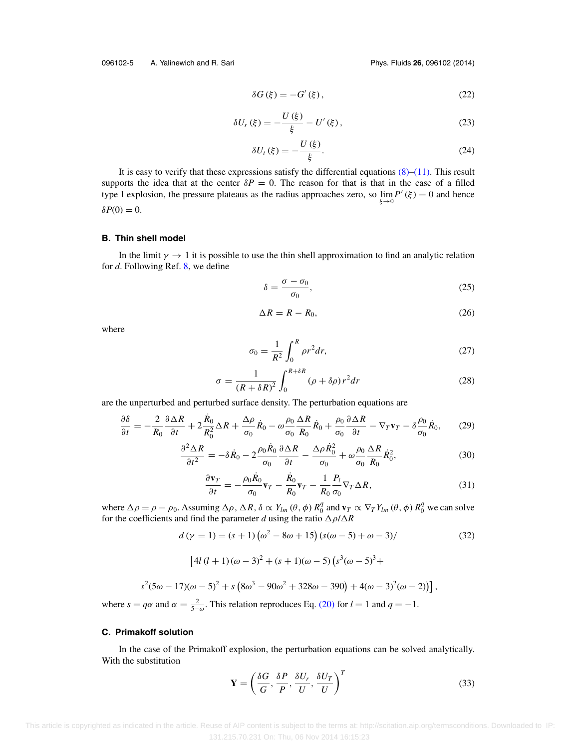$$\delta G(\xi) = -G'(\xi), \tag{22}$$

$$\delta U_r(\xi) = -\frac{U(\xi)}{\xi} - U'(\xi), \tag{23}$$

$$\delta U_t(\xi) = -\frac{U(\xi)}{\xi}. \tag{24}$$

It is easy to verify that these expressions satisfy the differential equations (8)–(11). This result supports the idea that at the center $\delta P = 0$. The reason for that is that in the case of a filled type I explosion, the pressure plateaus as the radius approaches zero, so $\lim_{\xi \to 0} P'(\xi) = 0$ and hence $\delta P(0) = 0$.

### B. Thin shell model

In the limit $\gamma \to 1$ it is possible to use the thin shell approximation to find an analytic relation for $d$. Following Ref. 8, we define

$$\delta = \frac{\sigma - \sigma_0}{\sigma_0}, \tag{25}$$

$$\Delta R = R - R_0, \tag{26}$$

where

$$\sigma_0 = \frac{1}{R^2}\int_0^R \rho r^2 dr, \tag{27}$$

$$\sigma = \frac{1}{(R+\delta R)^2}\int_0^{R+\delta R} (\rho + \delta\rho) r^2 dr \tag{28}$$

are the unperturbed and perturbed surface density. The perturbation equations are

$$\frac{\partial \delta}{\partial t} = -\frac{2}{R_0}\frac{\partial \Delta R}{\partial t} + 2\frac{\dot{R}_0}{R_0^2}\Delta R + \frac{\Delta\rho}{\sigma_0}\dot{R}_0 - \omega\frac{\rho_0}{\sigma_0}\frac{\Delta R}{R_0}\dot{R}_0 + \frac{\rho_0}{\sigma_0}\frac{\partial \Delta R}{\partial t} - \nabla_T \mathbf{v}_T - \delta\frac{\rho_0}{\sigma_0}\dot{R}_0, \tag{29}$$

$$\frac{\partial^2 \Delta R}{\partial t^2} = -\delta \dot{R}_0 - 2\frac{\rho_0 \dot{R}_0}{\sigma_0}\frac{\partial \Delta R}{\partial t} - \frac{\Delta\rho \dot{R}_0^2}{\sigma_0} + \omega\frac{\rho_0}{\sigma_0}\frac{\Delta R}{R_0}\dot{R}_0^2, \tag{30}$$

$$\frac{\partial \mathbf{v}_T}{\partial t} = -\frac{\rho_0 \dot{R}_0}{\sigma_0}\mathbf{v}_T - \frac{\dot{R}_0}{R_0}\mathbf{v}_T - \frac{1}{R_0}\frac{P_i}{\sigma_0}\nabla_T \Delta R, \tag{31}$$

where $\Delta\rho = \rho - \rho_0$. Assuming $\Delta\rho, \Delta R, \delta \propto Y_{lm}(\theta, \phi) R_0^q$ and $\mathbf{v}_T \propto \nabla_T Y_{lm}(\theta, \phi) R_0^q$ we can solve for the coefficients and find the parameter $d$ using the ratio $\Delta\rho/\Delta R$

$$d(\gamma = 1) = (s+1)\left(\omega^2 - 8\omega + 15\right)\left(s(\omega - 5) + \omega - 3\right)/ \tag{32}$$

$$\left[4l(l+1)(\omega-3)^2 + (s+1)(\omega-5)\left(s^3(\omega-5)^3 + \right.\right.$$

$$\left.\left. s^2(5\omega - 17)(\omega-5)^2 + s\left(8\omega^3 - 90\omega^2 + 328\omega - 390\right) + 4(\omega-3)^2(\omega-2)\right)\right],$$

where $s = q\alpha$ and $\alpha = \frac{2}{5-\omega}$. This relation reproduces Eq. (20) for $l = 1$ and $q = -1$.

### C. Primakoff solution

In the case of the Primakoff explosion, the perturbation equations can be solved analytically. With the substitution

$$\mathbf{Y} = \left(\frac{\delta G}{G}, \frac{\delta P}{P}, \frac{\delta U_r}{U}, \frac{\delta U_T}{U}\right)^T \tag{33}$$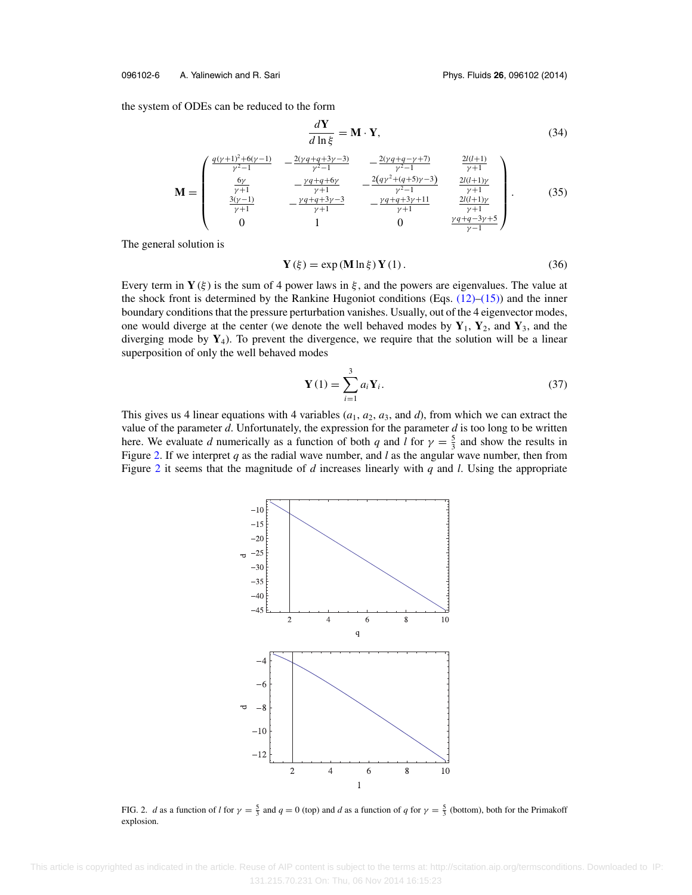the system of ODEs can be reduced to the form

$$\frac{d\mathbf{Y}}{d\ln\xi} = \mathbf{M}\cdot\mathbf{Y}, \tag{34}$$

$$\mathbf{M} = \begin{pmatrix} \frac{q(\gamma+1)^2+6(\gamma-1)}{\gamma^2-1} & -\frac{2(\gamma q+q+3\gamma-3)}{\gamma^2-1} & -\frac{2(\gamma q+q-\gamma+7)}{\gamma^2-1} & \frac{2l(l+1)}{\gamma+1} \\ \frac{6\gamma}{\gamma+1} & -\frac{\gamma q+q+6\gamma}{\gamma+1} & -\frac{2\left(q\gamma^2+(q+5)\gamma-3\right)}{\gamma^2-1} & \frac{2l(l+1)\gamma}{\gamma+1} \\ \frac{3(\gamma-1)}{\gamma+1} & -\frac{\gamma q+q+3\gamma-3}{\gamma+1} & -\frac{\gamma q+q+3\gamma+11}{\gamma+1} & \frac{2l(l+1)\gamma}{\gamma+1} \\ 0 & 1 & 0 & \frac{\gamma q+q-3\gamma+5}{\gamma-1} \end{pmatrix}. \tag{35}$$

The general solution is

$$\mathbf{Y}(\xi) = \exp(\mathbf{M}\ln\xi)\,\mathbf{Y}(1). \tag{36}$$

Every term in $\mathbf{Y}(\xi)$ is the sum of 4 power laws in $\xi$, and the powers are eigenvalues. The value at the shock front is determined by the Rankine Hugoniot conditions (Eqs. (12)–(15)) and the inner boundary conditions that the pressure perturbation vanishes. Usually, out of the 4 eigenvector modes, one would diverge at the center (we denote the well behaved modes by $\mathbf{Y}_1$, $\mathbf{Y}_2$, and $\mathbf{Y}_3$, and the diverging mode by $\mathbf{Y}_4$). To prevent the divergence, we require that the solution will be a linear superposition of only the well behaved modes

$$\mathbf{Y}(1) = \sum_{i=1}^{3} a_i \mathbf{Y}_i. \tag{37}$$

This gives us 4 linear equations with 4 variables ($a_1$, $a_2$, $a_3$, and $d$), from which we can extract the value of the parameter $d$. Unfortunately, the expression for the parameter $d$ is too long to be written here. We evaluate $d$ numerically as a function of both $q$ and $l$ for $\gamma = \frac{5}{3}$ and show the results in Figure 2. If we interpret $q$ as the radial wave number, and $l$ as the angular wave number, then from Figure 2 it seems that the magnitude of $d$ increases linearly with $q$ and $l$. Using the appropriate

FIG. 2. $d$ as a function of $l$ for $\gamma = \frac{5}{3}$ and $q = 0$ (top) and $d$ as a function of $q$ for $\gamma = \frac{5}{3}$ (bottom), both for the Primakoff explosion.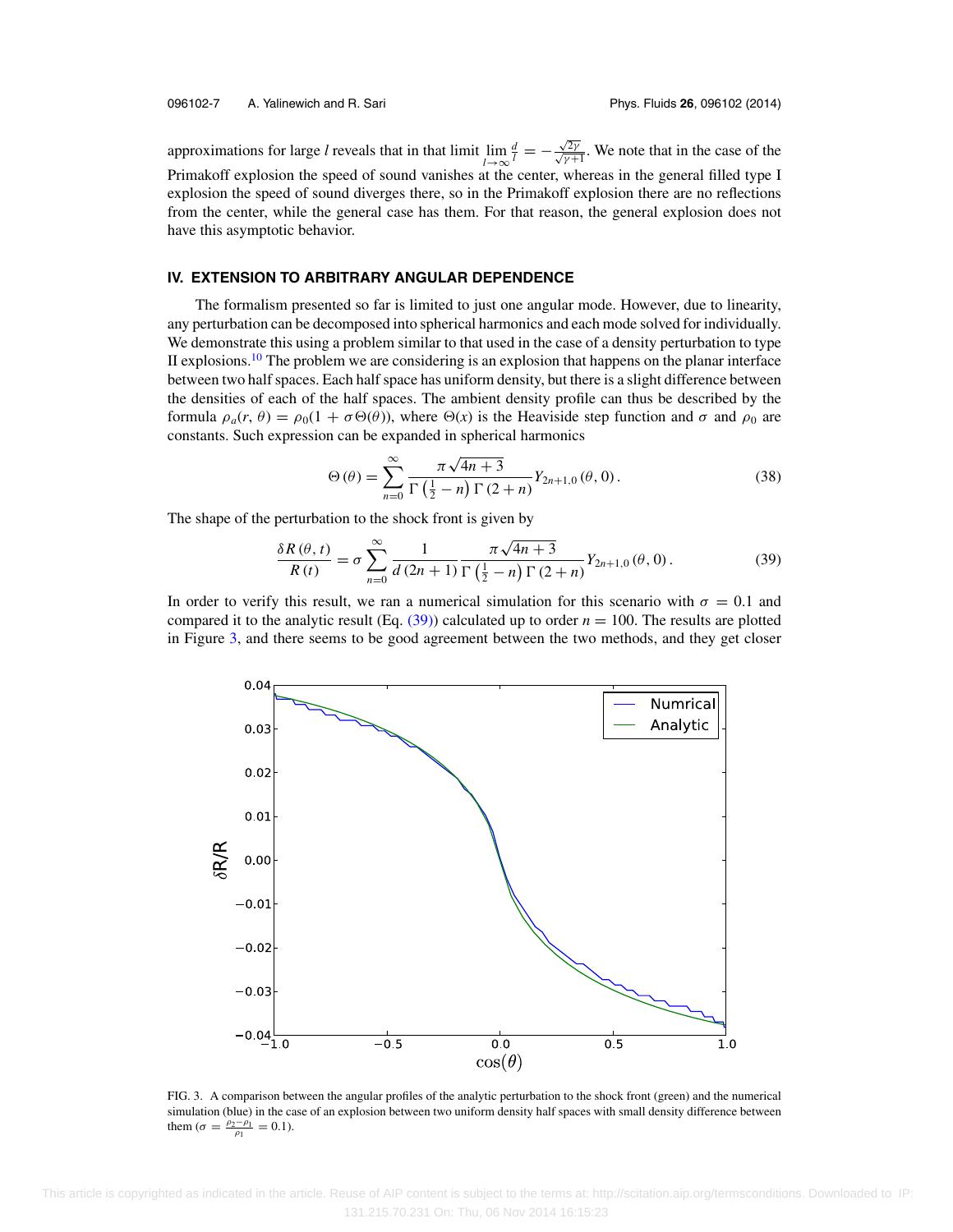approximations for large $l$ reveals that in that limit $\lim_{l \to \infty} \frac{d}{l} = -\frac{\sqrt{2\gamma}}{\sqrt{\gamma+1}}$. We note that in the case of the Primakoff explosion the speed of sound vanishes at the center, whereas in the general filled type I explosion the speed of sound diverges there, so in the Primakoff explosion there are no reflections from the center, while the general case has them. For that reason, the general explosion does not have this asymptotic behavior.

## IV. EXTENSION TO ARBITRARY ANGULAR DEPENDENCE

The formalism presented so far is limited to just one angular mode. However, due to linearity, any perturbation can be decomposed into spherical harmonics and each mode solved for individually. We demonstrate this using a problem similar to that used in the case of a density perturbation to type II explosions.[10] The problem we are considering is an explosion that happens on the planar interface between two half spaces. Each half space has uniform density, but there is a slight difference between the densities of each of the half spaces. The ambient density profile can thus be described by the formula $\rho_a(r, \theta) = \rho_0(1 + \sigma\Theta(\theta))$, where $\Theta(x)$ is the Heaviside step function and $\sigma$ and $\rho_0$ are constants. Such expression can be expanded in spherical harmonics

$$\Theta(\theta) = \sum_{n=0}^{\infty} \frac{\pi\sqrt{4n+3}}{\Gamma\left(\frac{1}{2}-n\right)\Gamma(2+n)} Y_{2n+1,0}(\theta, 0). \tag{38}$$

The shape of the perturbation to the shock front is given by

$$\frac{\delta R(\theta, t)}{R(t)} = \sigma \sum_{n=0}^{\infty} \frac{1}{d(2n+1)} \frac{\pi\sqrt{4n+3}}{\Gamma\left(\frac{1}{2}-n\right)\Gamma(2+n)} Y_{2n+1,0}(\theta, 0). \tag{39}$$

In order to verify this result, we ran a numerical simulation for this scenario with $\sigma = 0.1$ and compared it to the analytic result (Eq. (39)) calculated up to order $n = 100$. The results are plotted in Figure 3, and there seems to be good agreement between the two methods, and they get closer

FIG. 3. A comparison between the angular profiles of the analytic perturbation to the shock front (green) and the numerical simulation (blue) in the case of an explosion between two uniform density half spaces with small density difference between them ($\sigma = \frac{\rho_2 - \rho_1}{\rho_1} = 0.1$).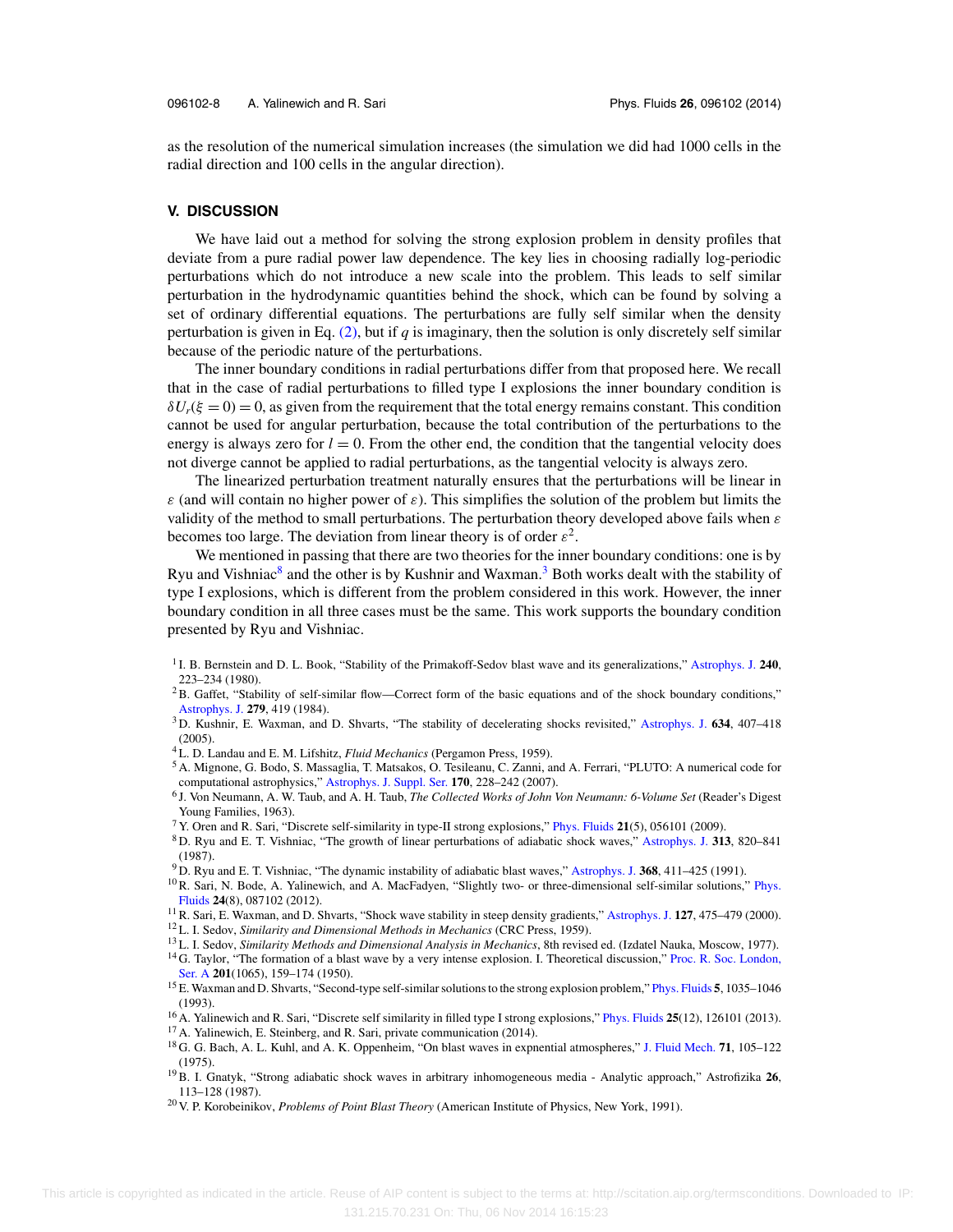as the resolution of the numerical simulation increases (the simulation we did had 1000 cells in the radial direction and 100 cells in the angular direction).

## V. DISCUSSION

We have laid out a method for solving the strong explosion problem in density profiles that deviate from a pure radial power law dependence. The key lies in choosing radially log-periodic perturbations which do not introduce a new scale into the problem. This leads to self similar perturbation in the hydrodynamic quantities behind the shock, which can be found by solving a set of ordinary differential equations. The perturbations are fully self similar when the density perturbation is given in Eq. (2), but if $q$ is imaginary, then the solution is only discretely self similar because of the periodic nature of the perturbations.

The inner boundary conditions in radial perturbations differ from that proposed here. We recall that in the case of radial perturbations to filled type I explosions the inner boundary condition is $\delta U_r(\xi = 0) = 0$, as given from the requirement that the total energy remains constant. This condition cannot be used for angular perturbation, because the total contribution of the perturbations to the energy is always zero for $l = 0$. From the other end, the condition that the tangential velocity does not diverge cannot be applied to radial perturbations, as the tangential velocity is always zero.

The linearized perturbation treatment naturally ensures that the perturbations will be linear in $\varepsilon$ (and will contain no higher power of $\varepsilon$). This simplifies the solution of the problem but limits the validity of the method to small perturbations. The perturbation theory developed above fails when $\varepsilon$ becomes too large. The deviation from linear theory is of order $\varepsilon^2$.

We mentioned in passing that there are two theories for the inner boundary conditions: one is by Ryu and Vishniac[8] and the other is by Kushnir and Waxman.[3] Both works dealt with the stability of type I explosions, which is different from the problem considered in this work. However, the inner boundary condition in all three cases must be the same. This work supports the boundary condition presented by Ryu and Vishniac.

[1] I. B. Bernstein and D. L. Book, "Stability of the Primakoff-Sedov blast wave and its generalizations," Astrophys. J. **240**, 223–234 (1980).

[2] B. Gaffet, "Stability of self-similar flow—Correct form of the basic equations and of the shock boundary conditions," Astrophys. J. **279**, 419 (1984).

[3] D. Kushnir, E. Waxman, and D. Shvarts, "The stability of decelerating shocks revisited," Astrophys. J. **634**, 407–418 (2005).

[4] L. D. Landau and E. M. Lifshitz, *Fluid Mechanics* (Pergamon Press, 1959).

[5] A. Mignone, G. Bodo, S. Massaglia, T. Matsakos, O. Tesileanu, C. Zanni, and A. Ferrari, "PLUTO: A numerical code for computational astrophysics," Astrophys. J. Suppl. Ser. **170**, 228–242 (2007).

[6] J. Von Neumann, A. W. Taub, and A. H. Taub, *The Collected Works of John Von Neumann: 6-Volume Set* (Reader's Digest Young Families, 1963).

[7] Y. Oren and R. Sari, "Discrete self-similarity in type-II strong explosions," Phys. Fluids **21**(5), 056101 (2009).

[8] D. Ryu and E. T. Vishniac, "The growth of linear perturbations of adiabatic shock waves," Astrophys. J. **313**, 820–841 (1987).

[9] D. Ryu and E. T. Vishniac, "The dynamic instability of adiabatic blast waves," Astrophys. J. **368**, 411–425 (1991).

[10] R. Sari, N. Bode, A. Yalinewich, and A. MacFadyen, "Slightly two- or three-dimensional self-similar solutions," Phys. Fluids **24**(8), 087102 (2012).

[11] R. Sari, E. Waxman, and D. Shvarts, "Shock wave stability in steep density gradients," Astrophys. J. **127**, 475–479 (2000).

[12] L. I. Sedov, *Similarity and Dimensional Methods in Mechanics* (CRC Press, 1959).

[13] L. I. Sedov, *Similarity Methods and Dimensional Analysis in Mechanics*, 8th revised ed. (Izdatel Nauka, Moscow, 1977).

[14] G. Taylor, "The formation of a blast wave by a very intense explosion. I. Theoretical discussion," Proc. R. Soc. London, Ser. A **201**(1065), 159–174 (1950).

[15] E. Waxman and D. Shvarts, "Second-type self-similar solutions to the strong explosion problem," Phys. Fluids **5**, 1035–1046 (1993).

[16] A. Yalinewich and R. Sari, "Discrete self similarity in filled type I strong explosions," Phys. Fluids **25**(12), 126101 (2013).

[17] A. Yalinewich, E. Steinberg, and R. Sari, private communication (2014).

[18] G. G. Bach, A. L. Kuhl, and A. K. Oppenheim, "On blast waves in expnential atmospheres," J. Fluid Mech. **71**, 105–122 (1975).

[19] B. I. Gnatyk, "Strong adiabatic shock waves in arbitrary inhomogeneous media - Analytic approach," Astrofizika **26**, 113–128 (1987).

[20] V. P. Korobeinikov, *Problems of Point Blast Theory* (American Institute of Physics, New York, 1991).